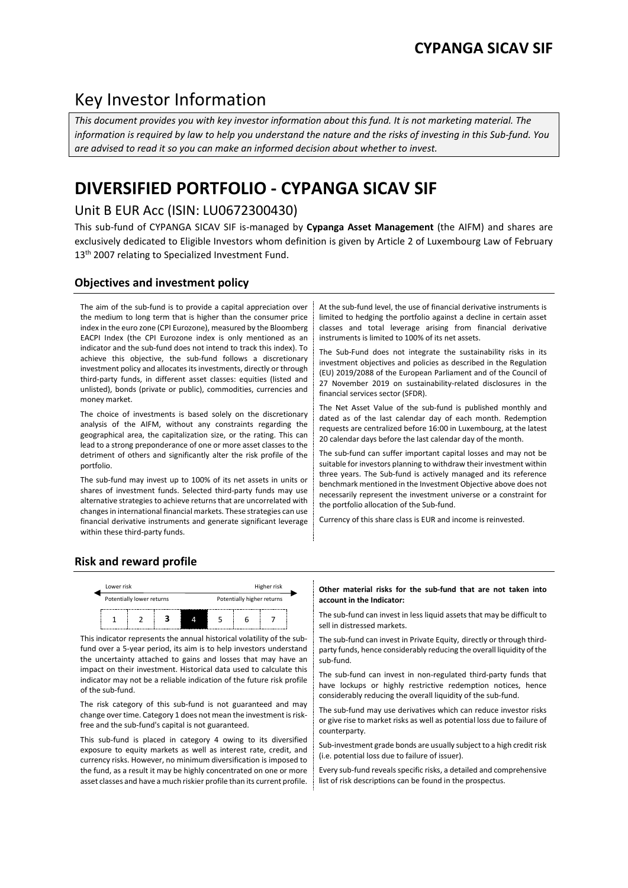# Key Investor Information

*This document provides you with key investor information about this fund. It is not marketing material. The information is required by law to help you understand the nature and the risks of investing in this Sub-fund. You are advised to read it so you can make an informed decision about whether to invest.*

# DIVERSIFIED PORTFOLIO - CYPANGA SICAV SIF

## Unit B EUR Acc (ISIN: LU0672300430)

This sub-fund of CYPANGA SICAV SIF is-managed by **Cypanga Asset Management** (the AIFM) and shares are exclusively dedicated to Eligible Investors whom definition is given by Article 2 of Luxembourg Law of February 13th 2007 relating to Specialized Investment Fund.

### Objectives and investment policy

The aim of the sub-fund is to provide a capital appreciation over the medium to long term that is higher than the consumer price index in the euro zone (CPI Eurozone), measured by the Bloomberg EACPI Index (the CPI Eurozone index is only mentioned as an indicator and the sub-fund does not intend to track this index). To achieve this objective, the sub-fund follows a discretionary investment policy and allocates its investments, directly or through third-party funds, in different asset classes: equities (listed and unlisted), bonds (private or public), commodities, currencies and money market.

The choice of investments is based solely on the discretionary analysis of the AIFM, without any constraints regarding the geographical area, the capitalization size, or the rating. This can lead to a strong preponderance of one or more asset classes to the detriment of others and significantly alter the risk profile of the portfolio.

The sub-fund may invest up to 100% of its net assets in units or shares of investment funds. Selected third-party funds may use alternative strategies to achieve returns that are uncorrelated with changes in international financial markets. These strategies can use financial derivative instruments and generate significant leverage within these third-party funds.

At the sub-fund level, the use of financial derivative instruments is limited to hedging the portfolio against a decline in certain asset classes and total leverage arising from financial derivative instruments is limited to 100% of its net assets.

The Sub-Fund does not integrate the sustainability risks in its investment objectives and policies as described in the Regulation (EU) 2019/2088 of the European Parliament and of the Council of 27 November 2019 on sustainability-related disclosures in the financial services sector (SFDR).

The Net Asset Value of the sub-fund is published monthly and dated as of the last calendar day of each month. Redemption requests are centralized before 16:00 in Luxembourg, at the latest 20 calendar days before the last calendar day of the month.

The sub-fund can suffer important capital losses and may not be suitable for investors planning to withdraw their investment within three years. The Sub-fund is actively managed and its reference benchmark mentioned in the Investment Objective above does not necessarily represent the investment universe or a constraint for the portfolio allocation of the Sub-fund.

Currency of this share class is EUR and income is reinvested.

### Risk and reward profile

| Lower risk | | | | | | Higher risk |
|---|---|---|---|---|---|---|
| Potentially lower returns | | | | Potentially higher returns | | |
| 1 | 2 | 3 | **4** | 5 | 6 | 7 |

This indicator represents the annual historical volatility of the sub-fund over a 5-year period, its aim is to help investors understand the uncertainty attached to gains and losses that may have an impact on their investment. Historical data used to calculate this indicator may not be a reliable indication of the future risk profile of the sub-fund.

The risk category of this sub-fund is not guaranteed and may change over time. Category 1 does not mean the investment is risk-free and the sub-fund's capital is not guaranteed.

This sub-fund is placed in category 4 owing to its diversified exposure to equity markets as well as interest rate, credit, and currency risks. However, no minimum diversification is imposed to the fund, as a result it may be highly concentrated on one or more asset classes and have a much riskier profile than its current profile.

**Other material risks for the sub-fund that are not taken into account in the Indicator:**

The sub-fund can invest in less liquid assets that may be difficult to sell in distressed markets.

The sub-fund can invest in Private Equity, directly or through third-party funds, hence considerably reducing the overall liquidity of the sub-fund.

The sub-fund can invest in non-regulated third-party funds that have lockups or highly restrictive redemption notices, hence considerably reducing the overall liquidity of the sub-fund.

The sub-fund may use derivatives which can reduce investor risks or give rise to market risks as well as potential loss due to failure of counterparty.

Sub-investment grade bonds are usually subject to a high credit risk (i.e. potential loss due to failure of issuer).

Every sub-fund reveals specific risks, a detailed and comprehensive list of risk descriptions can be found in the prospectus.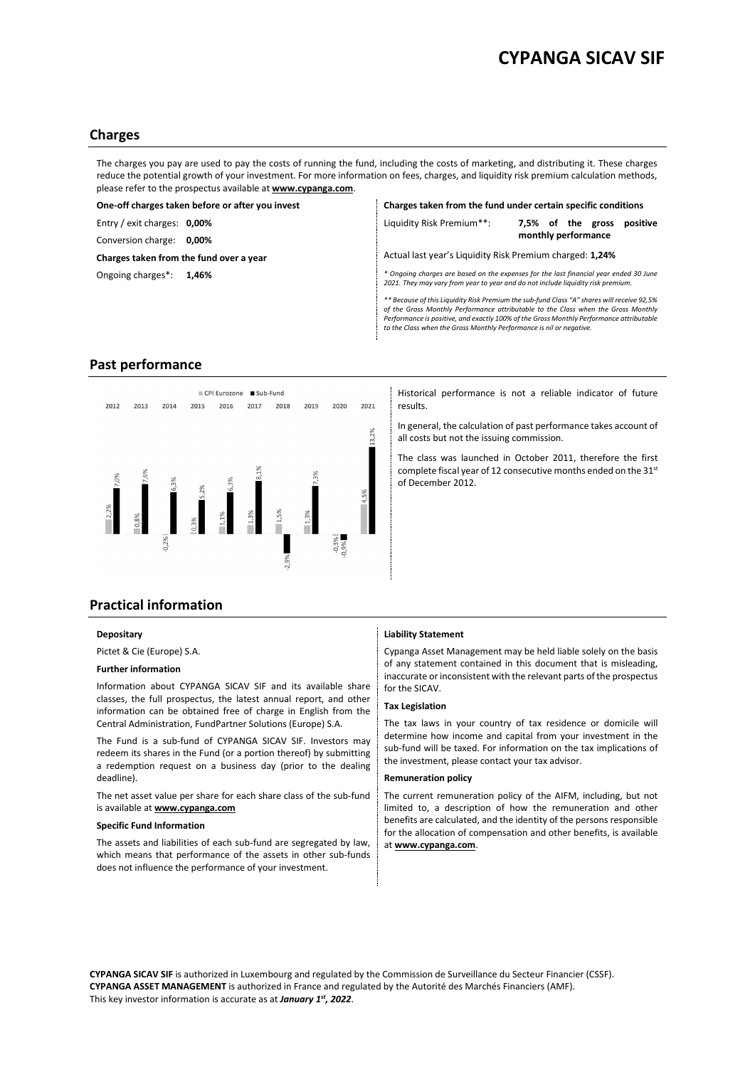# CYPANGA SICAV SIF

## Charges

The charges you pay are used to pay the costs of running the fund, including the costs of marketing, and distributing it. These charges reduce the potential growth of your investment. For more information on fees, charges, and liquidity risk premium calculation methods, please refer to the prospectus available at **www.cypanga.com**.

**One-off charges taken before or after you invest**

Entry / exit charges: **0,00%**

Conversion charge: **0,00%**

**Charges taken from the fund over a year**

Ongoing charges*: **1,46%**

**Charges taken from the fund under certain specific conditions**

Liquidity Risk Premium**: **7,5% of the gross positive monthly performance**

Actual last year's Liquidity Risk Premium charged: **1,24%**

*\* Ongoing charges are based on the expenses for the last financial year ended 30 June 2021. They may vary from year to year and do not include liquidity risk premium.*

*\*\* Because of this Liquidity Risk Premium the sub-fund Class "A" shares will receive 92,5% of the Gross Monthly Performance attributable to the Class when the Gross Monthly Performance is positive, and exactly 100% of the Gross Monthly Performance attributable to the Class when the Gross Monthly Performance is nil or negative.*

## Past performance

CPI Eurozone
Sub-Fund

2012 2013 2014 2015 2016 2017 2018 2019 2020 2021

2,2% 7,0%
0,8% 7,6%
-0,2% 6,3%
0,3% 5,2%
1,1% 6,3%
1,3% 8,1%
1,5% -2,9%
1,3% 7,3%
-0,3% -0,9%
4,5% 13,2%

Historical performance is not a reliable indicator of future results.

In general, the calculation of past performance takes account of all costs but not the issuing commission.

The class was launched in October 2011, therefore the first complete fiscal year of 12 consecutive months ended on the 31st of December 2012.

## Practical information

**Depositary**

Pictet & Cie (Europe) S.A.

**Further information**

Information about CYPANGA SICAV SIF and its available share classes, the full prospectus, the latest annual report, and other information can be obtained free of charge in English from the Central Administration, FundPartner Solutions (Europe) S.A.

The Fund is a sub-fund of CYPANGA SICAV SIF. Investors may redeem its shares in the Fund (or a portion thereof) by submitting a redemption request on a business day (prior to the dealing deadline).

The net asset value per share for each share class of the sub-fund is available at **www.cypanga.com**

**Specific Fund Information**

The assets and liabilities of each sub-fund are segregated by law, which means that performance of the assets in other sub-funds does not influence the performance of your investment.

**Liability Statement**

Cypanga Asset Management may be held liable solely on the basis of any statement contained in this document that is misleading, inaccurate or inconsistent with the relevant parts of the prospectus for the SICAV.

**Tax Legislation**

The tax laws in your country of tax residence or domicile will determine how income and capital from your investment in the sub-fund will be taxed. For information on the tax implications of the investment, please contact your tax advisor.

**Remuneration policy**

The current remuneration policy of the AIFM, including, but not limited to, a description of how the remuneration and other benefits are calculated, and the identity of the persons responsible for the allocation of compensation and other benefits, is available at **www.cypanga.com**.

**CYPANGA SICAV SIF** is authorized in Luxembourg and regulated by the Commission de Surveillance du Secteur Financier (CSSF).
**CYPANGA ASSET MANAGEMENT** is authorized in France and regulated by the Autorité des Marchés Financiers (AMF).
This key investor information is accurate as at ***January 1st, 2022***.